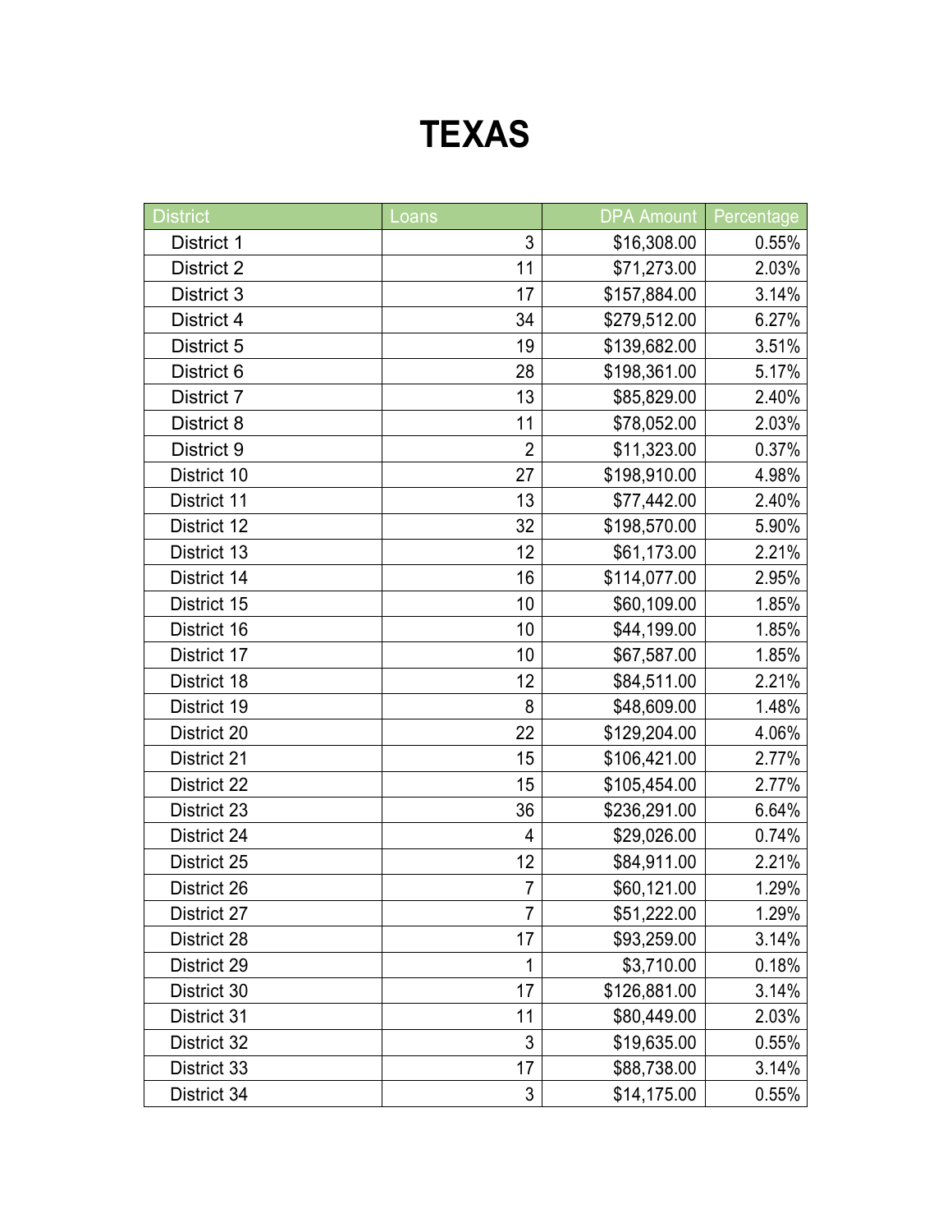# TEXAS

| District | Loans | DPA Amount | Percentage |
|---|---|---|---|
| District 1 | 3 | $16,308.00 | 0.55% |
| District 2 | 11 | $71,273.00 | 2.03% |
| District 3 | 17 | $157,884.00 | 3.14% |
| District 4 | 34 | $279,512.00 | 6.27% |
| District 5 | 19 | $139,682.00 | 3.51% |
| District 6 | 28 | $198,361.00 | 5.17% |
| District 7 | 13 | $85,829.00 | 2.40% |
| District 8 | 11 | $78,052.00 | 2.03% |
| District 9 | 2 | $11,323.00 | 0.37% |
| District 10 | 27 | $198,910.00 | 4.98% |
| District 11 | 13 | $77,442.00 | 2.40% |
| District 12 | 32 | $198,570.00 | 5.90% |
| District 13 | 12 | $61,173.00 | 2.21% |
| District 14 | 16 | $114,077.00 | 2.95% |
| District 15 | 10 | $60,109.00 | 1.85% |
| District 16 | 10 | $44,199.00 | 1.85% |
| District 17 | 10 | $67,587.00 | 1.85% |
| District 18 | 12 | $84,511.00 | 2.21% |
| District 19 | 8 | $48,609.00 | 1.48% |
| District 20 | 22 | $129,204.00 | 4.06% |
| District 21 | 15 | $106,421.00 | 2.77% |
| District 22 | 15 | $105,454.00 | 2.77% |
| District 23 | 36 | $236,291.00 | 6.64% |
| District 24 | 4 | $29,026.00 | 0.74% |
| District 25 | 12 | $84,911.00 | 2.21% |
| District 26 | 7 | $60,121.00 | 1.29% |
| District 27 | 7 | $51,222.00 | 1.29% |
| District 28 | 17 | $93,259.00 | 3.14% |
| District 29 | 1 | $3,710.00 | 0.18% |
| District 30 | 17 | $126,881.00 | 3.14% |
| District 31 | 11 | $80,449.00 | 2.03% |
| District 32 | 3 | $19,635.00 | 0.55% |
| District 33 | 17 | $88,738.00 | 3.14% |
| District 34 | 3 | $14,175.00 | 0.55% |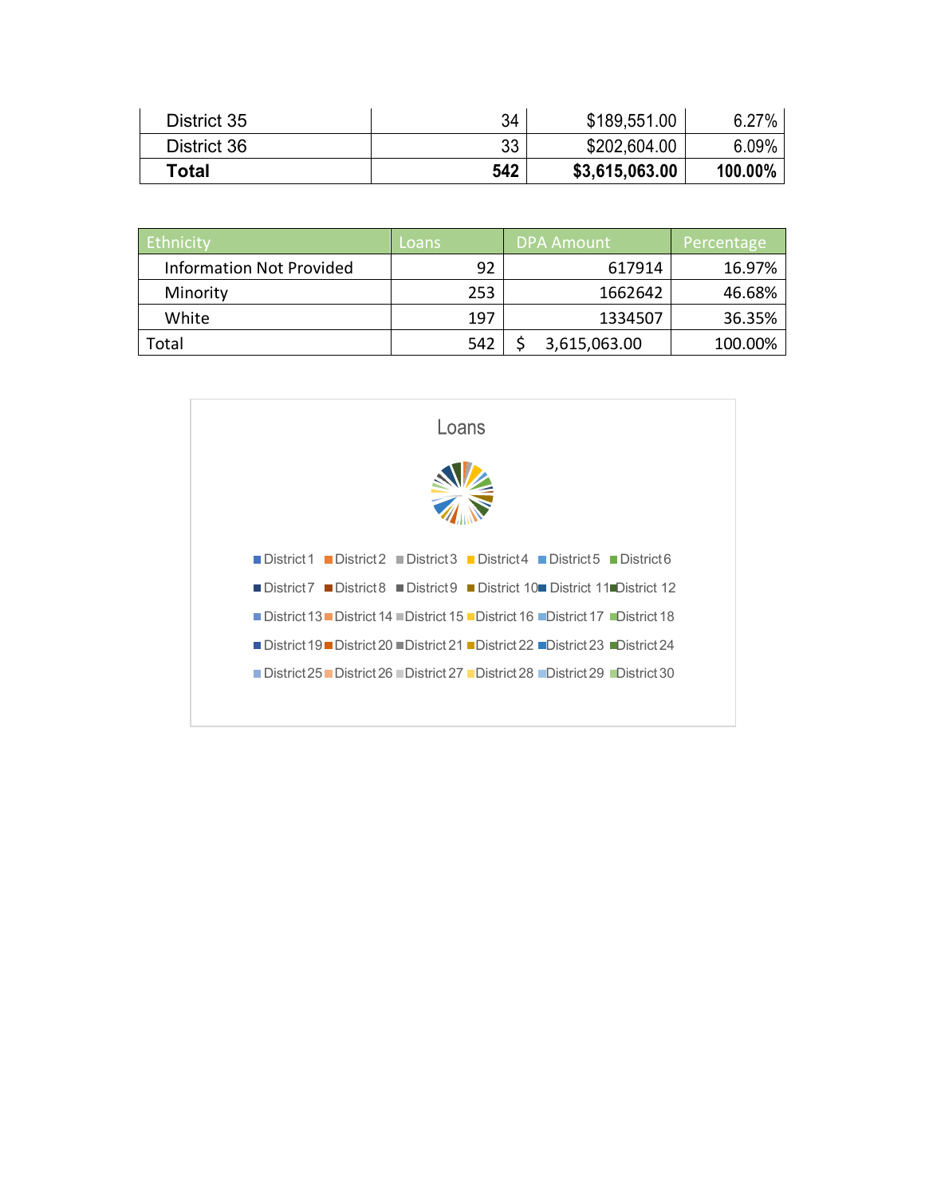| | | | |
|---|---|---|---|
| District 35 | 34 | $189,551.00 | 6.27% |
| District 36 | 33 | $202,604.00 | 6.09% |
| **Total** | **542** | **$3,615,063.00** | **100.00%** |

| Ethnicity | Loans | DPA Amount | Percentage |
|---|---|---|---|
| Information Not Provided | 92 | 617914 | 16.97% |
| Minority | 253 | 1662642 | 46.68% |
| White | 197 | 1334507 | 36.35% |
| Total | 542 | $ 3,615,063.00 | 100.00% |

Loans

District 1 District 2 District 3 District 4 District 5 District 6
District 7 District 8 District 9 District 10 District 11 District 12
District 13 District 14 District 15 District 16 District 17 District 18
District 19 District 20 District 21 District 22 District 23 District 24
District 25 District 26 District 27 District 28 District 29 District 30